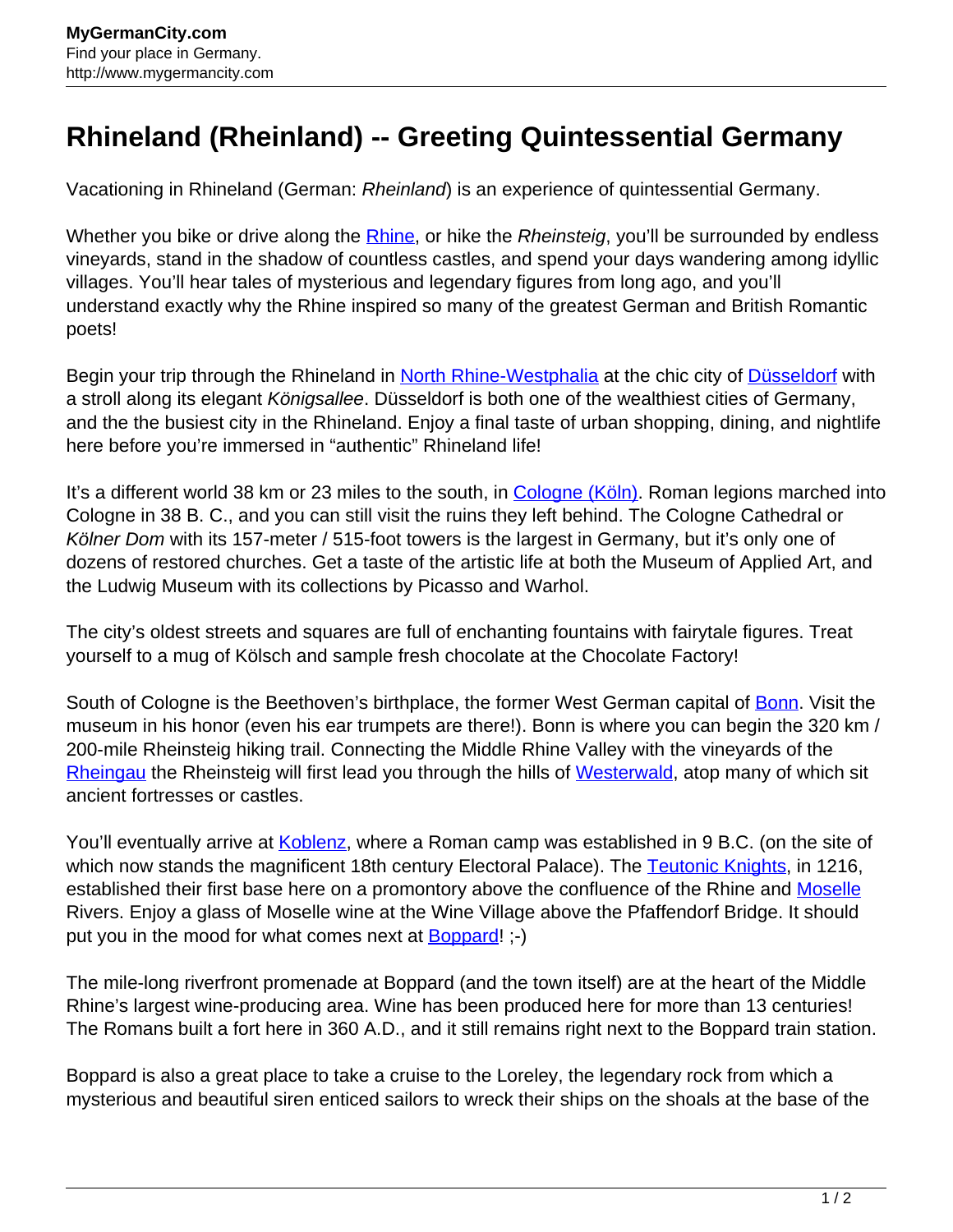# Rhineland (Rheinland) -- Greeting Quintessential Germany

Vacationing in Rhineland (German: *Rheinland*) is an experience of quintessential Germany.

Whether you bike or drive along the Rhine, or hike the *Rheinsteig*, you'll be surrounded by endless vineyards, stand in the shadow of countless castles, and spend your days wandering among idyllic villages. You'll hear tales of mysterious and legendary figures from long ago, and you'll understand exactly why the Rhine inspired so many of the greatest German and British Romantic poets!

Begin your trip through the Rhineland in North Rhine-Westphalia at the chic city of Düsseldorf with a stroll along its elegant *Königsallee*. Düsseldorf is both one of the wealthiest cities of Germany, and the the busiest city in the Rhineland. Enjoy a final taste of urban shopping, dining, and nightlife here before you're immersed in "authentic" Rhineland life!

It's a different world 38 km or 23 miles to the south, in Cologne (Köln). Roman legions marched into Cologne in 38 B. C., and you can still visit the ruins they left behind. The Cologne Cathedral or *Kölner Dom* with its 157-meter / 515-foot towers is the largest in Germany, but it's only one of dozens of restored churches. Get a taste of the artistic life at both the Museum of Applied Art, and the Ludwig Museum with its collections by Picasso and Warhol.

The city's oldest streets and squares are full of enchanting fountains with fairytale figures. Treat yourself to a mug of Kölsch and sample fresh chocolate at the Chocolate Factory!

South of Cologne is the Beethoven's birthplace, the former West German capital of Bonn. Visit the museum in his honor (even his ear trumpets are there!). Bonn is where you can begin the 320 km / 200-mile Rheinsteig hiking trail. Connecting the Middle Rhine Valley with the vineyards of the Rheingau the Rheinsteig will first lead you through the hills of Westerwald, atop many of which sit ancient fortresses or castles.

You'll eventually arrive at Koblenz, where a Roman camp was established in 9 B.C. (on the site of which now stands the magnificent 18th century Electoral Palace). The Teutonic Knights, in 1216, established their first base here on a promontory above the confluence of the Rhine and Moselle Rivers. Enjoy a glass of Moselle wine at the Wine Village above the Pfaffendorf Bridge. It should put you in the mood for what comes next at Boppard! ;-)

The mile-long riverfront promenade at Boppard (and the town itself) are at the heart of the Middle Rhine's largest wine-producing area. Wine has been produced here for more than 13 centuries! The Romans built a fort here in 360 A.D., and it still remains right next to the Boppard train station.

Boppard is also a great place to take a cruise to the Loreley, the legendary rock from which a mysterious and beautiful siren enticed sailors to wreck their ships on the shoals at the base of the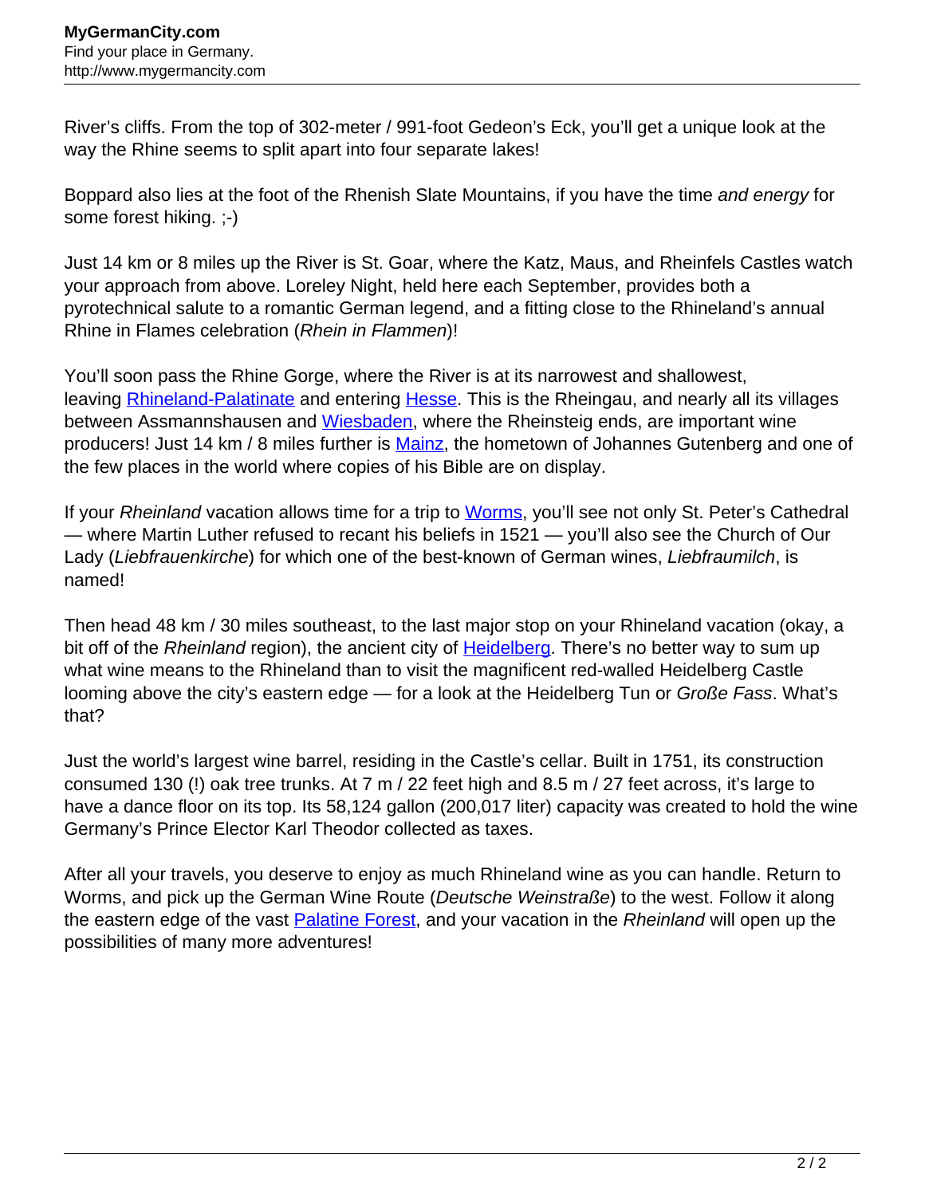River's cliffs. From the top of 302-meter / 991-foot Gedeon's Eck, you'll get a unique look at the way the Rhine seems to split apart into four separate lakes!

Boppard also lies at the foot of the Rhenish Slate Mountains, if you have the time *and energy* for some forest hiking. ;-)

Just 14 km or 8 miles up the River is St. Goar, where the Katz, Maus, and Rheinfels Castles watch your approach from above. Loreley Night, held here each September, provides both a pyrotechnical salute to a romantic German legend, and a fitting close to the Rhineland's annual Rhine in Flames celebration (*Rhein in Flammen*)!

You'll soon pass the Rhine Gorge, where the River is at its narrowest and shallowest, leaving [Rhineland-Palatinate]() and entering [Hesse](). This is the Rheingau, and nearly all its villages between Assmannshausen and [Wiesbaden](), where the Rheinsteig ends, are important wine producers! Just 14 km / 8 miles further is [Mainz](), the hometown of Johannes Gutenberg and one of the few places in the world where copies of his Bible are on display.

If your *Rheinland* vacation allows time for a trip to [Worms](), you'll see not only St. Peter's Cathedral — where Martin Luther refused to recant his beliefs in 1521 — you'll also see the Church of Our Lady (*Liebfrauenkirche*) for which one of the best-known of German wines, *Liebfraumilch*, is named!

Then head 48 km / 30 miles southeast, to the last major stop on your Rhineland vacation (okay, a bit off of the *Rheinland* region), the ancient city of [Heidelberg](). There's no better way to sum up what wine means to the Rhineland than to visit the magnificent red-walled Heidelberg Castle looming above the city's eastern edge — for a look at the Heidelberg Tun or *Große Fass*. What's that?

Just the world's largest wine barrel, residing in the Castle's cellar. Built in 1751, its construction consumed 130 (!) oak tree trunks. At 7 m / 22 feet high and 8.5 m / 27 feet across, it's large to have a dance floor on its top. Its 58,124 gallon (200,017 liter) capacity was created to hold the wine Germany's Prince Elector Karl Theodor collected as taxes.

After all your travels, you deserve to enjoy as much Rhineland wine as you can handle. Return to Worms, and pick up the German Wine Route (*Deutsche Weinstraße*) to the west. Follow it along the eastern edge of the vast [Palatine Forest](), and your vacation in the *Rheinland* will open up the possibilities of many more adventures!